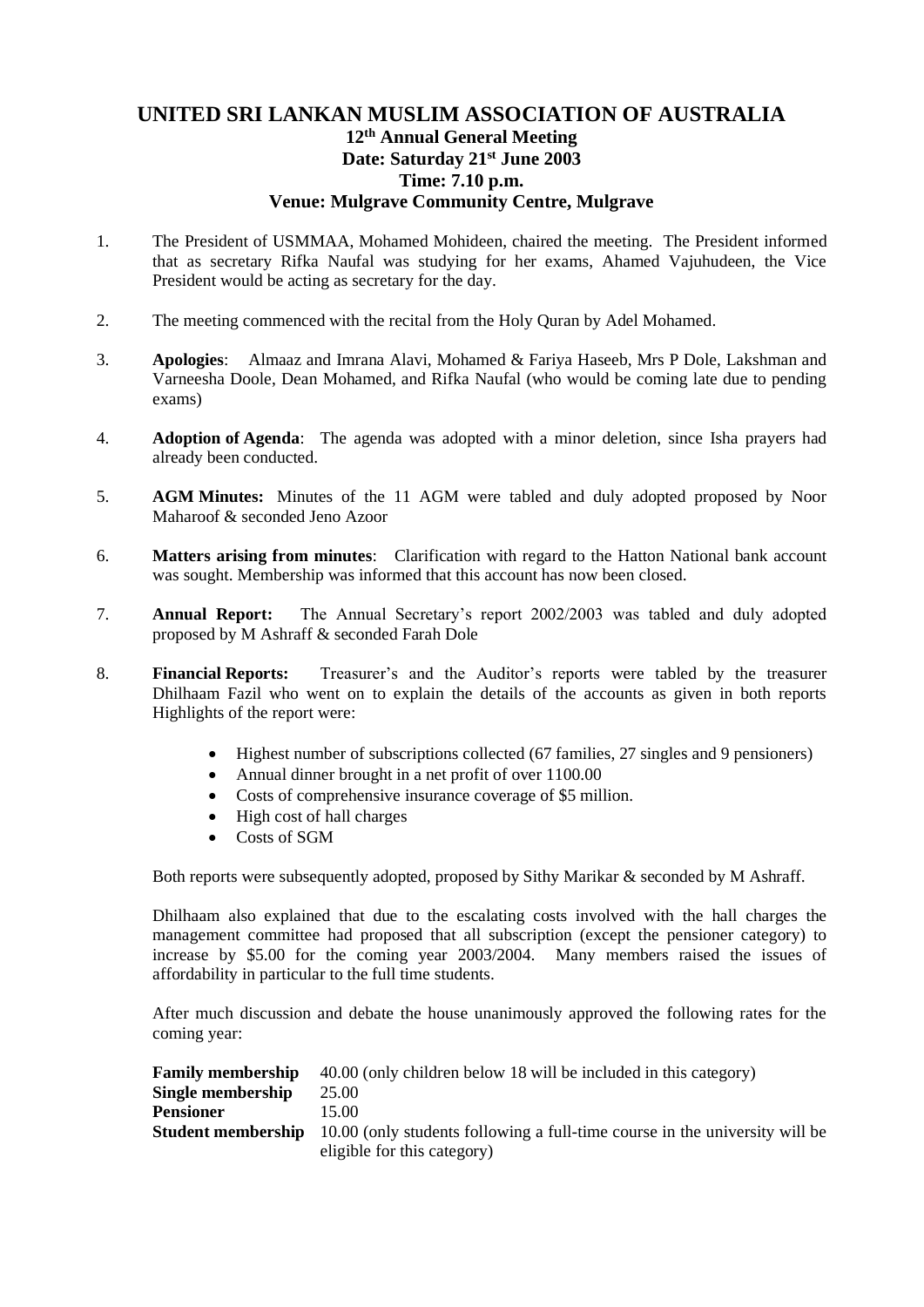# UNITED SRI LANKAN MUSLIM ASSOCIATION OF AUSTRALIA

## 12th Annual General Meeting

**Date: Saturday 21st June 2003**

**Time: 7.10 p.m.**

**Venue: Mulgrave Community Centre, Mulgrave**

1. The President of USMMAA, Mohamed Mohideen, chaired the meeting. The President informed that as secretary Rifka Naufal was studying for her exams, Ahamed Vajuhudeen, the Vice President would be acting as secretary for the day.

2. The meeting commenced with the recital from the Holy Quran by Adel Mohamed.

3. **Apologies**: Almaaz and Imrana Alavi, Mohamed & Fariya Haseeb, Mrs P Dole, Lakshman and Varneesha Doole, Dean Mohamed, and Rifka Naufal (who would be coming late due to pending exams)

4. **Adoption of Agenda**: The agenda was adopted with a minor deletion, since Isha prayers had already been conducted.

5. **AGM Minutes:** Minutes of the 11 AGM were tabled and duly adopted proposed by Noor Maharoof & seconded Jeno Azoor

6. **Matters arising from minutes**: Clarification with regard to the Hatton National bank account was sought. Membership was informed that this account has now been closed.

7. **Annual Report:** The Annual Secretary's report 2002/2003 was tabled and duly adopted proposed by M Ashraff & seconded Farah Dole

8. **Financial Reports:** Treasurer's and the Auditor's reports were tabled by the treasurer Dhilhaam Fazil who went on to explain the details of the accounts as given in both reports Highlights of the report were:

   - Highest number of subscriptions collected (67 families, 27 singles and 9 pensioners)
   - Annual dinner brought in a net profit of over 1100.00
   - Costs of comprehensive insurance coverage of $5 million.
   - High cost of hall charges
   - Costs of SGM

   Both reports were subsequently adopted, proposed by Sithy Marikar & seconded by M Ashraff.

   Dhilhaam also explained that due to the escalating costs involved with the hall charges the management committee had proposed that all subscription (except the pensioner category) to increase by $5.00 for the coming year 2003/2004. Many members raised the issues of affordability in particular to the full time students.

   After much discussion and debate the house unanimously approved the following rates for the coming year:

   **Family membership** 40.00 (only children below 18 will be included in this category)
   **Single membership** 25.00
   **Pensioner** 15.00
   **Student membership** 10.00 (only students following a full-time course in the university will be eligible for this category)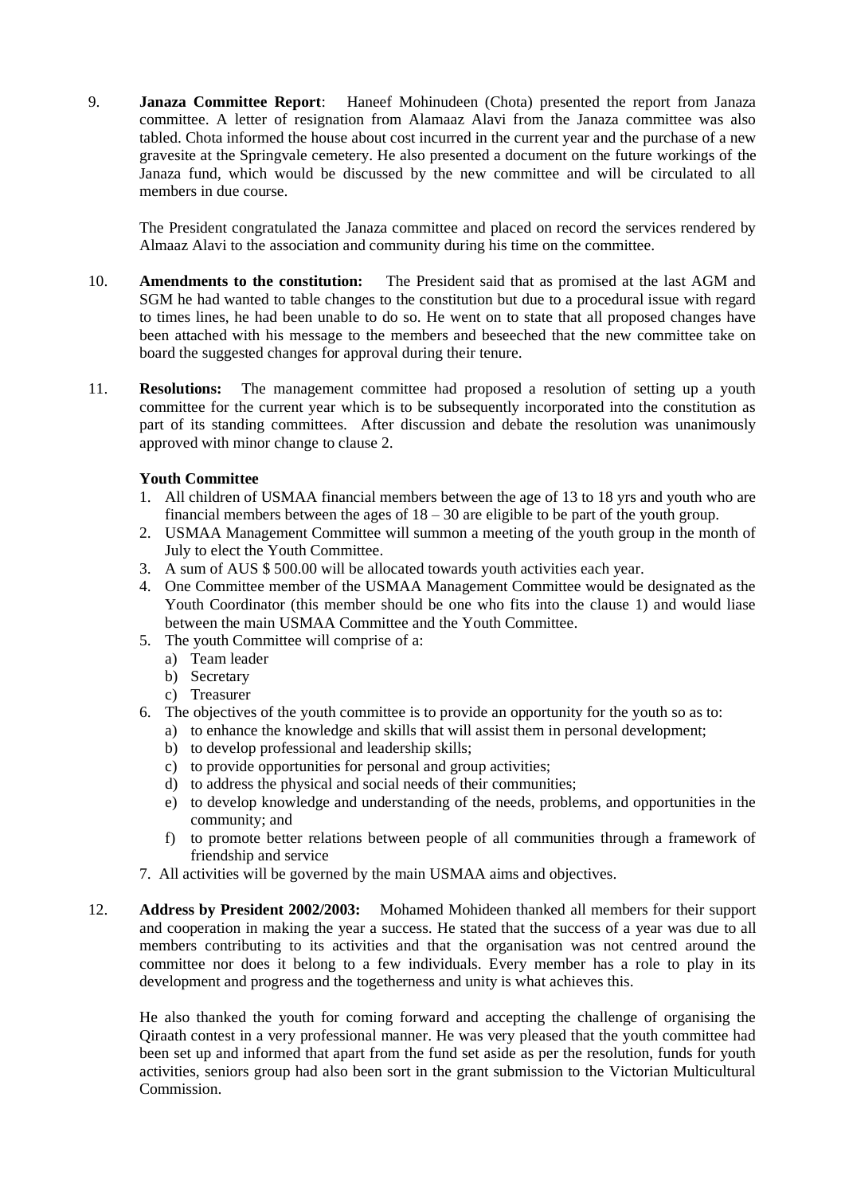9. **Janaza Committee Report**: Haneef Mohinudeen (Chota) presented the report from Janaza committee. A letter of resignation from Alamaaz Alavi from the Janaza committee was also tabled. Chota informed the house about cost incurred in the current year and the purchase of a new gravesite at the Springvale cemetery. He also presented a document on the future workings of the Janaza fund, which would be discussed by the new committee and will be circulated to all members in due course.

   The President congratulated the Janaza committee and placed on record the services rendered by Almaaz Alavi to the association and community during his time on the committee.

10. **Amendments to the constitution:** The President said that as promised at the last AGM and SGM he had wanted to table changes to the constitution but due to a procedural issue with regard to times lines, he had been unable to do so. He went on to state that all proposed changes have been attached with his message to the members and beseeched that the new committee take on board the suggested changes for approval during their tenure.

11. **Resolutions:** The management committee had proposed a resolution of setting up a youth committee for the current year which is to be subsequently incorporated into the constitution as part of its standing committees. After discussion and debate the resolution was unanimously approved with minor change to clause 2.

    **Youth Committee**

    1. All children of USMAA financial members between the age of 13 to 18 yrs and youth who are financial members between the ages of 18 – 30 are eligible to be part of the youth group.
    2. USMAA Management Committee will summon a meeting of the youth group in the month of July to elect the Youth Committee.
    3. A sum of AUS $ 500.00 will be allocated towards youth activities each year.
    4. One Committee member of the USMAA Management Committee would be designated as the Youth Coordinator (this member should be one who fits into the clause 1) and would liase between the main USMAA Committee and the Youth Committee.
    5. The youth Committee will comprise of a:
       a) Team leader
       b) Secretary
       c) Treasurer
    6. The objectives of the youth committee is to provide an opportunity for the youth so as to:
       a) to enhance the knowledge and skills that will assist them in personal development;
       b) to develop professional and leadership skills;
       c) to provide opportunities for personal and group activities;
       d) to address the physical and social needs of their communities;
       e) to develop knowledge and understanding of the needs, problems, and opportunities in the community; and
       f) to promote better relations between people of all communities through a framework of friendship and service
    7. All activities will be governed by the main USMAA aims and objectives.

12. **Address by President 2002/2003:** Mohamed Mohideen thanked all members for their support and cooperation in making the year a success. He stated that the success of a year was due to all members contributing to its activities and that the organisation was not centred around the committee nor does it belong to a few individuals. Every member has a role to play in its development and progress and the togetherness and unity is what achieves this.

    He also thanked the youth for coming forward and accepting the challenge of organising the Qiraath contest in a very professional manner. He was very pleased that the youth committee had been set up and informed that apart from the fund set aside as per the resolution, funds for youth activities, seniors group had also been sort in the grant submission to the Victorian Multicultural Commission.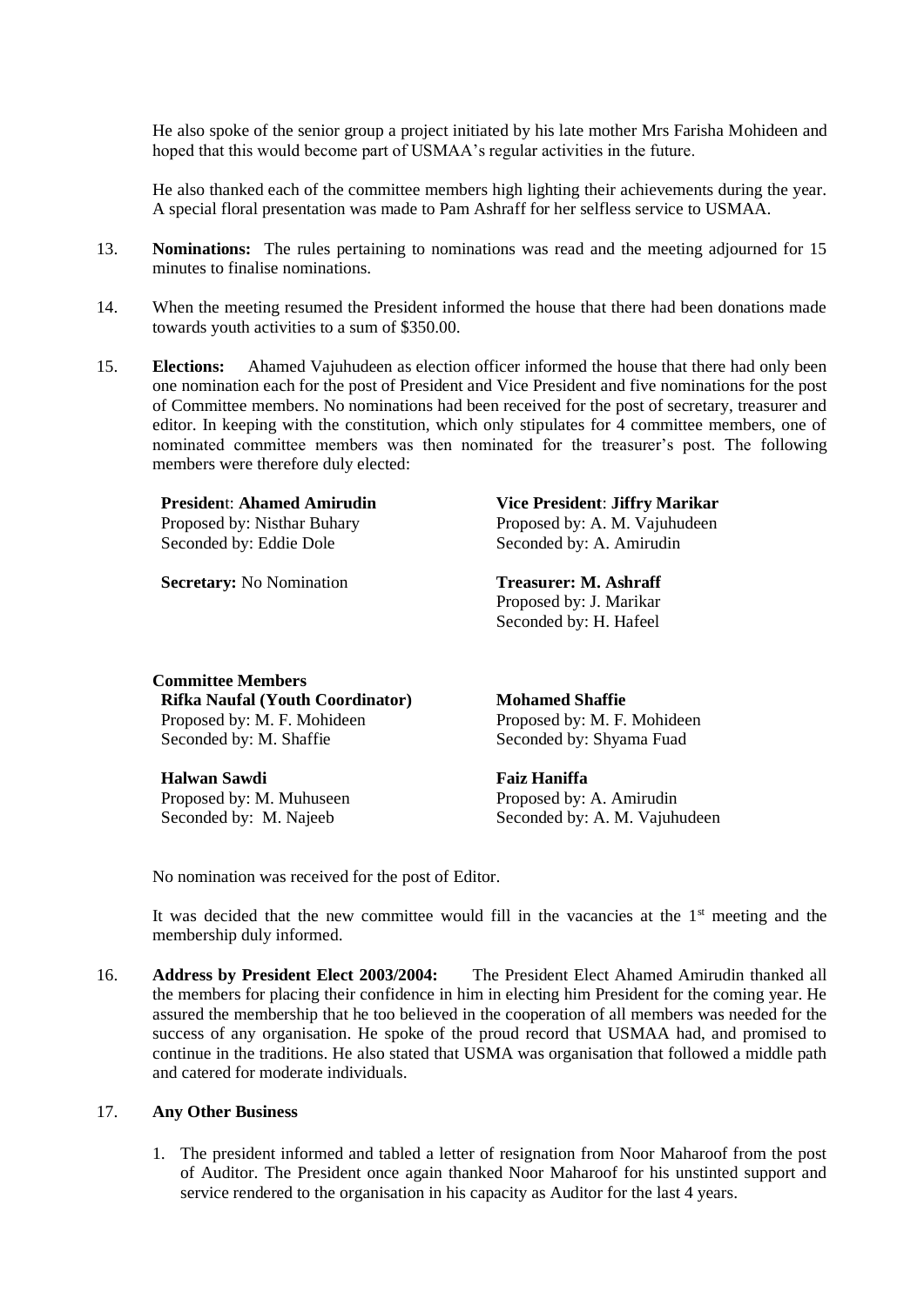He also spoke of the senior group a project initiated by his late mother Mrs Farisha Mohideen and hoped that this would become part of USMAA's regular activities in the future.

He also thanked each of the committee members high lighting their achievements during the year. A special floral presentation was made to Pam Ashraff for her selfless service to USMAA.

13. **Nominations:** The rules pertaining to nominations was read and the meeting adjourned for 15 minutes to finalise nominations.

14. When the meeting resumed the President informed the house that there had been donations made towards youth activities to a sum of $350.00.

15. **Elections:** Ahamed Vajuhudeen as election officer informed the house that there had only been one nomination each for the post of President and Vice President and five nominations for the post of Committee members. No nominations had been received for the post of secretary, treasurer and editor. In keeping with the constitution, which only stipulates for 4 committee members, one of nominated committee members was then nominated for the treasurer's post. The following members were therefore duly elected:

**President: Ahamed Amirudin**
Proposed by: Nisthar Buhary
Seconded by: Eddie Dole

**Vice President: Jiffry Marikar**
Proposed by: A. M. Vajuhudeen
Seconded by: A. Amirudin

**Secretary:** No Nomination

**Treasurer: M. Ashraff**
Proposed by: J. Marikar
Seconded by: H. Hafeel

**Committee Members**

**Rifka Naufal (Youth Coordinator)**
Proposed by: M. F. Mohideen
Seconded by: M. Shaffie

**Mohamed Shaffie**
Proposed by: M. F. Mohideen
Seconded by: Shyama Fuad

**Halwan Sawdi**
Proposed by: M. Muhuseen
Seconded by: M. Najeeb

**Faiz Haniffa**
Proposed by: A. Amirudin
Seconded by: A. M. Vajuhudeen

No nomination was received for the post of Editor.

It was decided that the new committee would fill in the vacancies at the 1st meeting and the membership duly informed.

16. **Address by President Elect 2003/2004:** The President Elect Ahamed Amirudin thanked all the members for placing their confidence in him in electing him President for the coming year. He assured the membership that he too believed in the cooperation of all members was needed for the success of any organisation. He spoke of the proud record that USMAA had, and promised to continue in the traditions. He also stated that USMA was organisation that followed a middle path and catered for moderate individuals.

17. **Any Other Business**

    1. The president informed and tabled a letter of resignation from Noor Maharoof from the post of Auditor. The President once again thanked Noor Maharoof for his unstinted support and service rendered to the organisation in his capacity as Auditor for the last 4 years.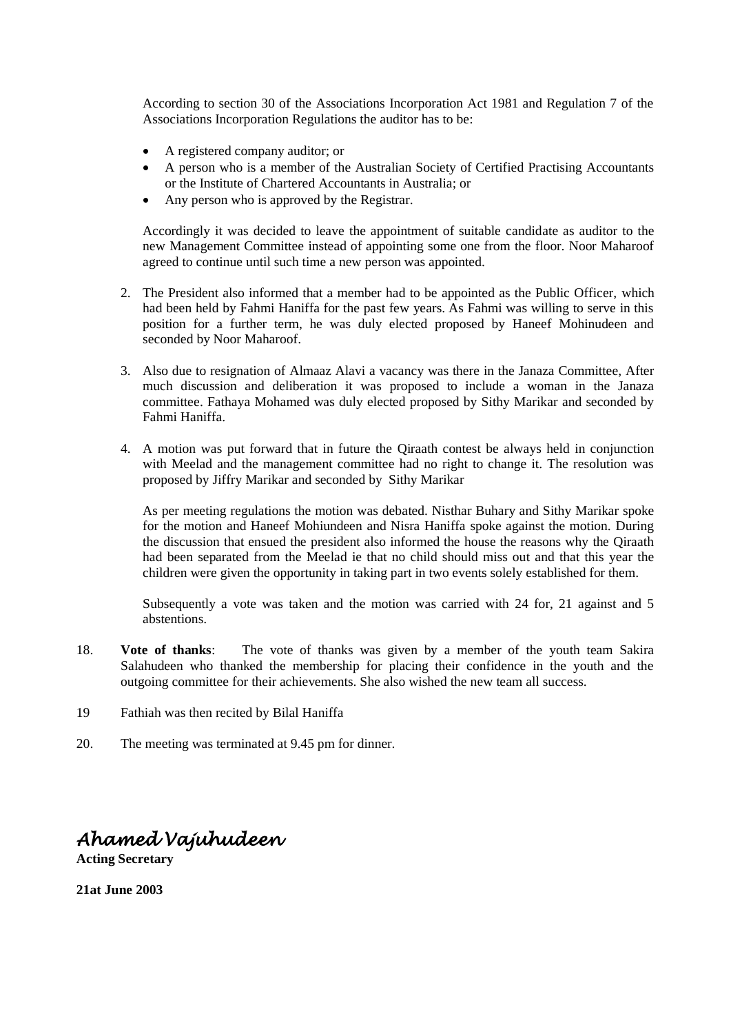According to section 30 of the Associations Incorporation Act 1981 and Regulation 7 of the Associations Incorporation Regulations the auditor has to be:

- A registered company auditor; or
- A person who is a member of the Australian Society of Certified Practising Accountants or the Institute of Chartered Accountants in Australia; or
- Any person who is approved by the Registrar.

Accordingly it was decided to leave the appointment of suitable candidate as auditor to the new Management Committee instead of appointing some one from the floor. Noor Maharoof agreed to continue until such time a new person was appointed.

2. The President also informed that a member had to be appointed as the Public Officer, which had been held by Fahmi Haniffa for the past few years. As Fahmi was willing to serve in this position for a further term, he was duly elected proposed by Haneef Mohinudeen and seconded by Noor Maharoof.

3. Also due to resignation of Almaaz Alavi a vacancy was there in the Janaza Committee, After much discussion and deliberation it was proposed to include a woman in the Janaza committee. Fathaya Mohamed was duly elected proposed by Sithy Marikar and seconded by Fahmi Haniffa.

4. A motion was put forward that in future the Qiraath contest be always held in conjunction with Meelad and the management committee had no right to change it. The resolution was proposed by Jiffry Marikar and seconded by Sithy Marikar

   As per meeting regulations the motion was debated. Nisthar Buhary and Sithy Marikar spoke for the motion and Haneef Mohiundeen and Nisra Haniffa spoke against the motion. During the discussion that ensued the president also informed the house the reasons why the Qiraath had been separated from the Meelad ie that no child should miss out and that this year the children were given the opportunity in taking part in two events solely established for them.

   Subsequently a vote was taken and the motion was carried with 24 for, 21 against and 5 abstentions.

18. **Vote of thanks**: The vote of thanks was given by a member of the youth team Sakira Salahudeen who thanked the membership for placing their confidence in the youth and the outgoing committee for their achievements. She also wished the new team all success.

19 Fathiah was then recited by Bilal Haniffa

20. The meeting was terminated at 9.45 pm for dinner.

*Ahamed Vajuhudeen*

**Acting Secretary**

**21at June 2003**